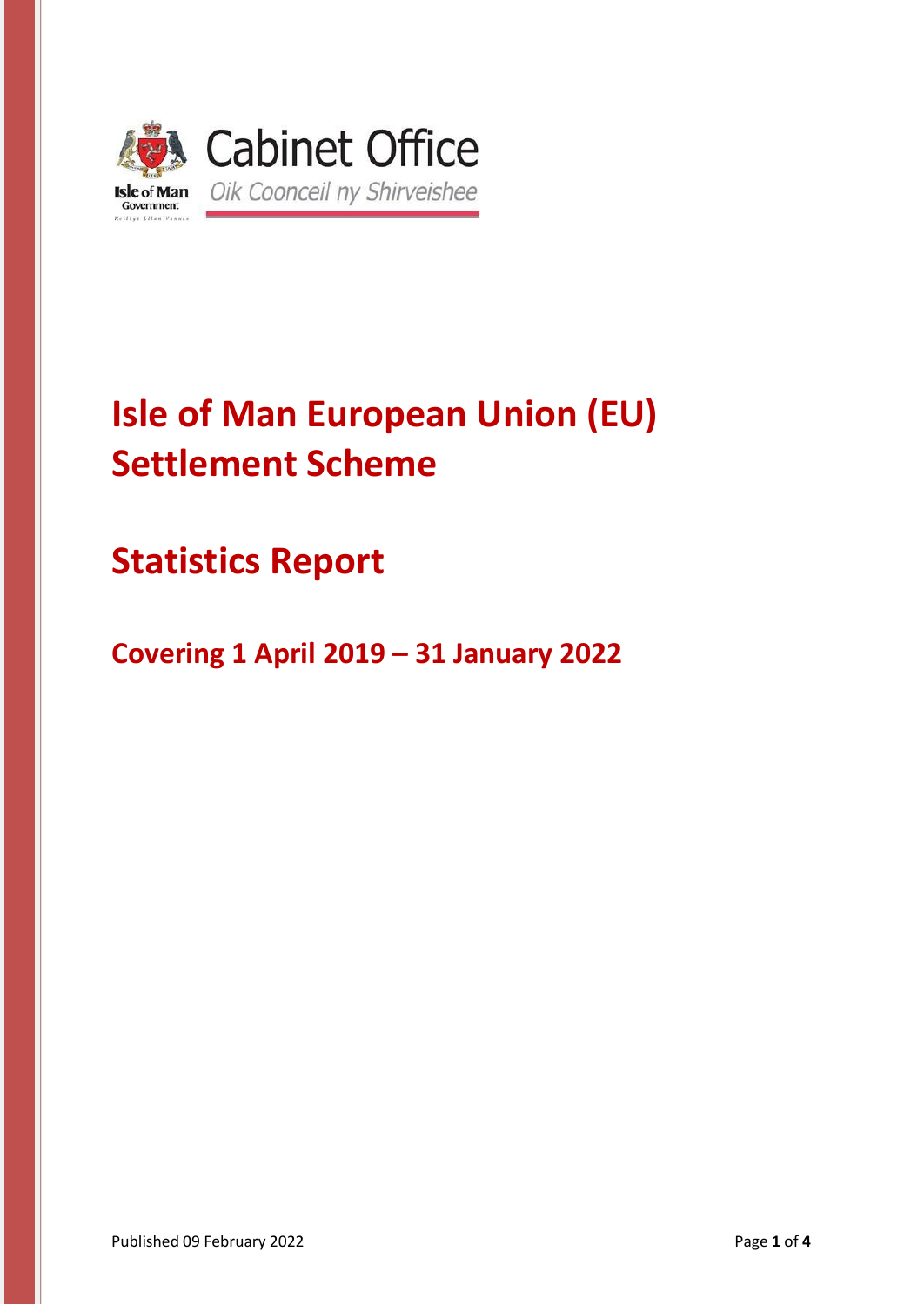Cabinet Office

*Oik Coonceil ny Shirveishee*

# Isle of Man European Union (EU) Settlement Scheme

# Statistics Report

## Covering 1 April 2019 – 31 January 2022

Published 09 February 2022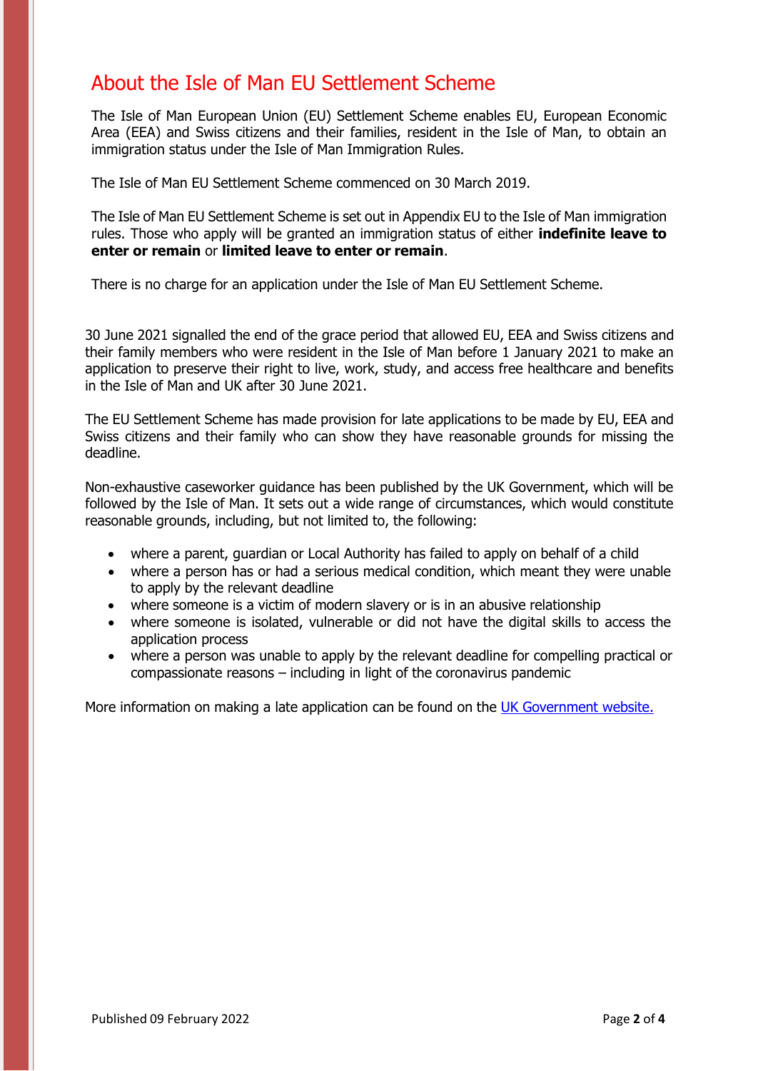# About the Isle of Man EU Settlement Scheme

The Isle of Man European Union (EU) Settlement Scheme enables EU, European Economic Area (EEA) and Swiss citizens and their families, resident in the Isle of Man, to obtain an immigration status under the Isle of Man Immigration Rules.

The Isle of Man EU Settlement Scheme commenced on 30 March 2019.

The Isle of Man EU Settlement Scheme is set out in Appendix EU to the Isle of Man immigration rules. Those who apply will be granted an immigration status of either **indefinite leave to enter or remain** or **limited leave to enter or remain**.

There is no charge for an application under the Isle of Man EU Settlement Scheme.

30 June 2021 signalled the end of the grace period that allowed EU, EEA and Swiss citizens and their family members who were resident in the Isle of Man before 1 January 2021 to make an application to preserve their right to live, work, study, and access free healthcare and benefits in the Isle of Man and UK after 30 June 2021.

The EU Settlement Scheme has made provision for late applications to be made by EU, EEA and Swiss citizens and their family who can show they have reasonable grounds for missing the deadline.

Non-exhaustive caseworker guidance has been published by the UK Government, which will be followed by the Isle of Man. It sets out a wide range of circumstances, which would constitute reasonable grounds, including, but not limited to, the following:

- where a parent, guardian or Local Authority has failed to apply on behalf of a child
- where a person has or had a serious medical condition, which meant they were unable to apply by the relevant deadline
- where someone is a victim of modern slavery or is in an abusive relationship
- where someone is isolated, vulnerable or did not have the digital skills to access the application process
- where a person was unable to apply by the relevant deadline for compelling practical or compassionate reasons – including in light of the coronavirus pandemic

More information on making a late application can be found on the UK Government website.

Published 09 February 2022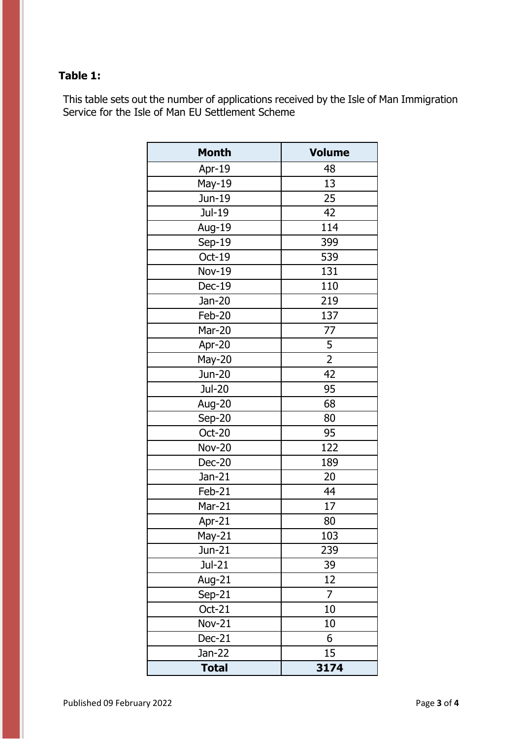**Table 1:**

This table sets out the number of applications received by the Isle of Man Immigration Service for the Isle of Man EU Settlement Scheme

| Month | Volume |
|---|---|
| Apr-19 | 48 |
| May-19 | 13 |
| Jun-19 | 25 |
| Jul-19 | 42 |
| Aug-19 | 114 |
| Sep-19 | 399 |
| Oct-19 | 539 |
| Nov-19 | 131 |
| Dec-19 | 110 |
| Jan-20 | 219 |
| Feb-20 | 137 |
| Mar-20 | 77 |
| Apr-20 | 5 |
| May-20 | 2 |
| Jun-20 | 42 |
| Jul-20 | 95 |
| Aug-20 | 68 |
| Sep-20 | 80 |
| Oct-20 | 95 |
| Nov-20 | 122 |
| Dec-20 | 189 |
| Jan-21 | 20 |
| Feb-21 | 44 |
| Mar-21 | 17 |
| Apr-21 | 80 |
| May-21 | 103 |
| Jun-21 | 239 |
| Jul-21 | 39 |
| Aug-21 | 12 |
| Sep-21 | 7 |
| Oct-21 | 10 |
| Nov-21 | 10 |
| Dec-21 | 6 |
| Jan-22 | 15 |
| **Total** | **3174** |

Published 09 February 2022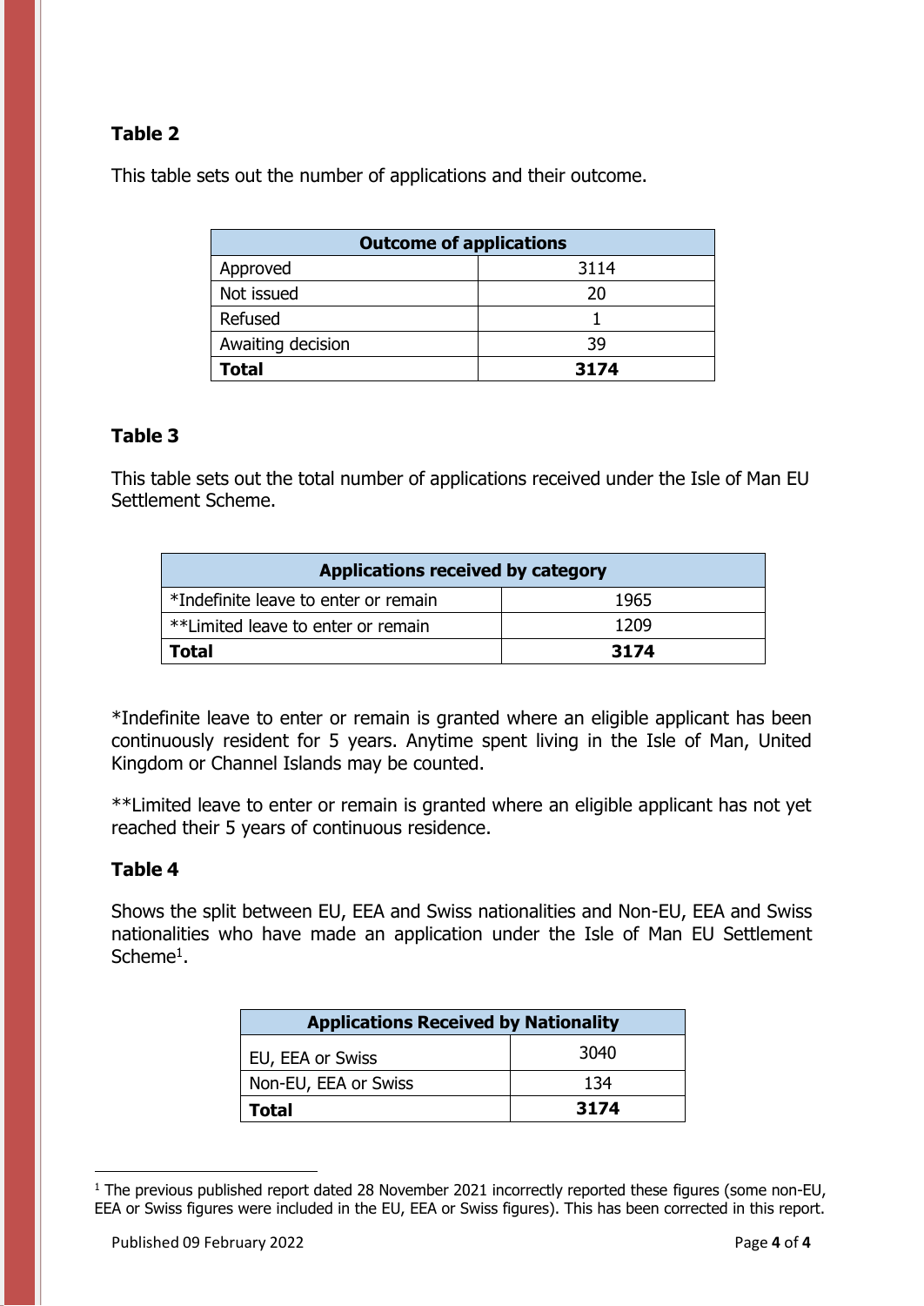**Table 2**

This table sets out the number of applications and their outcome.

| Outcome of applications | |
|---|---|
| Approved | 3114 |
| Not issued | 20 |
| Refused | 1 |
| Awaiting decision | 39 |
| **Total** | **3174** |

**Table 3**

This table sets out the total number of applications received under the Isle of Man EU Settlement Scheme.

| Applications received by category | |
|---|---|
| *Indefinite leave to enter or remain | 1965 |
| **Limited leave to enter or remain | 1209 |
| **Total** | **3174** |

*Indefinite leave to enter or remain is granted where an eligible applicant has been continuously resident for 5 years. Anytime spent living in the Isle of Man, United Kingdom or Channel Islands may be counted.

**Limited leave to enter or remain is granted where an eligible applicant has not yet reached their 5 years of continuous residence.

**Table 4**

Shows the split between EU, EEA and Swiss nationalities and Non-EU, EEA and Swiss nationalities who have made an application under the Isle of Man EU Settlement Scheme[1].

| Applications Received by Nationality | |
|---|---|
| EU, EEA or Swiss | 3040 |
| Non-EU, EEA or Swiss | 134 |
| **Total** | **3174** |

[1] The previous published report dated 28 November 2021 incorrectly reported these figures (some non-EU, EEA or Swiss figures were included in the EU, EEA or Swiss figures). This has been corrected in this report.

Published 09 February 2022